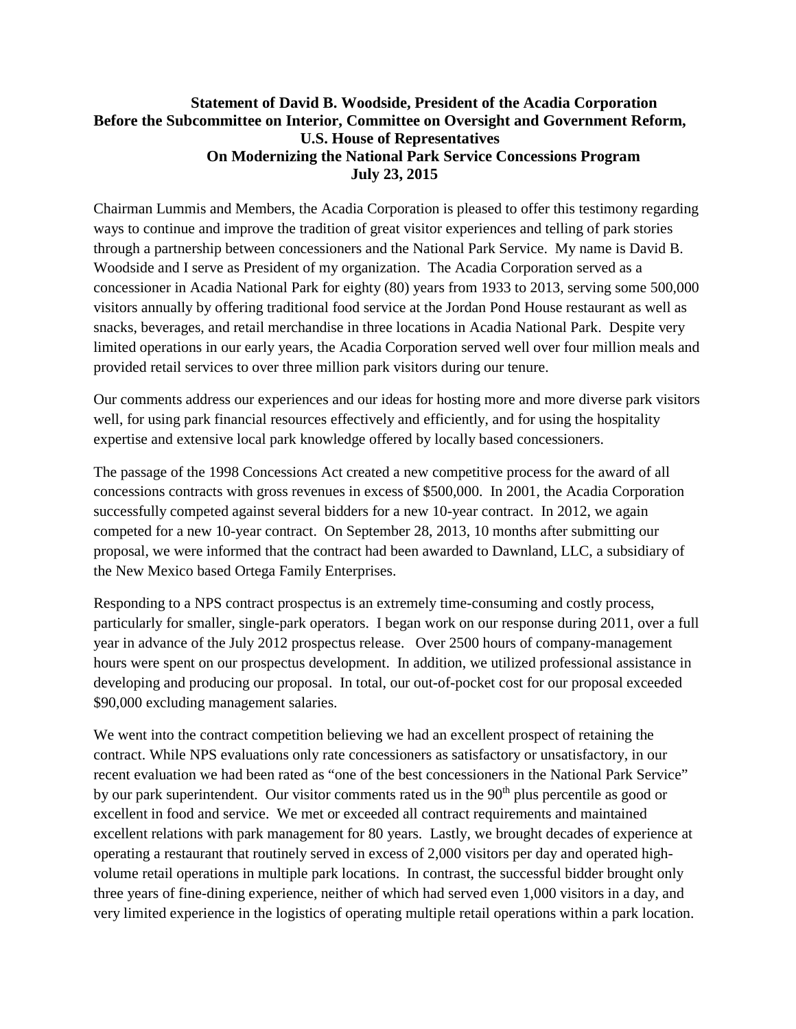**Statement of David B. Woodside, President of the Acadia Corporation**
**Before the Subcommittee on Interior, Committee on Oversight and Government Reform,**
**U.S. House of Representatives**
**On Modernizing the National Park Service Concessions Program**
**July 23, 2015**

Chairman Lummis and Members, the Acadia Corporation is pleased to offer this testimony regarding ways to continue and improve the tradition of great visitor experiences and telling of park stories through a partnership between concessioners and the National Park Service. My name is David B. Woodside and I serve as President of my organization. The Acadia Corporation served as a concessioner in Acadia National Park for eighty (80) years from 1933 to 2013, serving some 500,000 visitors annually by offering traditional food service at the Jordan Pond House restaurant as well as snacks, beverages, and retail merchandise in three locations in Acadia National Park. Despite very limited operations in our early years, the Acadia Corporation served well over four million meals and provided retail services to over three million park visitors during our tenure.

Our comments address our experiences and our ideas for hosting more and more diverse park visitors well, for using park financial resources effectively and efficiently, and for using the hospitality expertise and extensive local park knowledge offered by locally based concessioners.

The passage of the 1998 Concessions Act created a new competitive process for the award of all concessions contracts with gross revenues in excess of $500,000. In 2001, the Acadia Corporation successfully competed against several bidders for a new 10-year contract. In 2012, we again competed for a new 10-year contract. On September 28, 2013, 10 months after submitting our proposal, we were informed that the contract had been awarded to Dawnland, LLC, a subsidiary of the New Mexico based Ortega Family Enterprises.

Responding to a NPS contract prospectus is an extremely time-consuming and costly process, particularly for smaller, single-park operators. I began work on our response during 2011, over a full year in advance of the July 2012 prospectus release. Over 2500 hours of company-management hours were spent on our prospectus development. In addition, we utilized professional assistance in developing and producing our proposal. In total, our out-of-pocket cost for our proposal exceeded $90,000 excluding management salaries.

We went into the contract competition believing we had an excellent prospect of retaining the contract. While NPS evaluations only rate concessioners as satisfactory or unsatisfactory, in our recent evaluation we had been rated as "one of the best concessioners in the National Park Service" by our park superintendent. Our visitor comments rated us in the 90th plus percentile as good or excellent in food and service. We met or exceeded all contract requirements and maintained excellent relations with park management for 80 years. Lastly, we brought decades of experience at operating a restaurant that routinely served in excess of 2,000 visitors per day and operated high-volume retail operations in multiple park locations. In contrast, the successful bidder brought only three years of fine-dining experience, neither of which had served even 1,000 visitors in a day, and very limited experience in the logistics of operating multiple retail operations within a park location.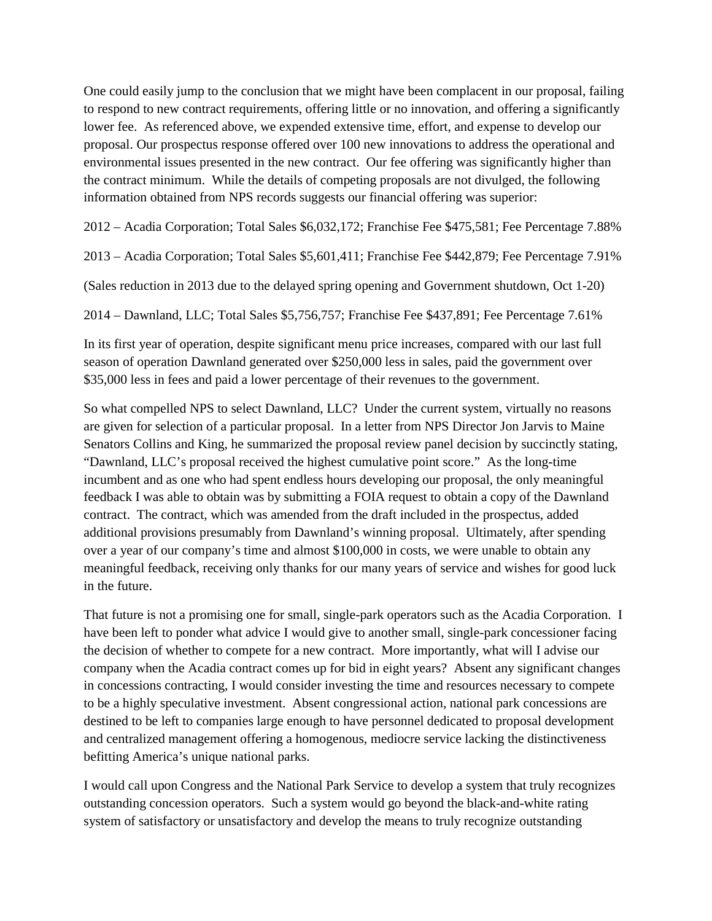One could easily jump to the conclusion that we might have been complacent in our proposal, failing to respond to new contract requirements, offering little or no innovation, and offering a significantly lower fee. As referenced above, we expended extensive time, effort, and expense to develop our proposal. Our prospectus response offered over 100 new innovations to address the operational and environmental issues presented in the new contract. Our fee offering was significantly higher than the contract minimum. While the details of competing proposals are not divulged, the following information obtained from NPS records suggests our financial offering was superior:

2012 – Acadia Corporation; Total Sales $6,032,172; Franchise Fee $475,581; Fee Percentage 7.88%

2013 – Acadia Corporation; Total Sales $5,601,411; Franchise Fee $442,879; Fee Percentage 7.91%

(Sales reduction in 2013 due to the delayed spring opening and Government shutdown, Oct 1-20)

2014 – Dawnland, LLC; Total Sales $5,756,757; Franchise Fee $437,891; Fee Percentage 7.61%

In its first year of operation, despite significant menu price increases, compared with our last full season of operation Dawnland generated over $250,000 less in sales, paid the government over $35,000 less in fees and paid a lower percentage of their revenues to the government.

So what compelled NPS to select Dawnland, LLC? Under the current system, virtually no reasons are given for selection of a particular proposal. In a letter from NPS Director Jon Jarvis to Maine Senators Collins and King, he summarized the proposal review panel decision by succinctly stating, "Dawnland, LLC's proposal received the highest cumulative point score." As the long-time incumbent and as one who had spent endless hours developing our proposal, the only meaningful feedback I was able to obtain was by submitting a FOIA request to obtain a copy of the Dawnland contract. The contract, which was amended from the draft included in the prospectus, added additional provisions presumably from Dawnland's winning proposal. Ultimately, after spending over a year of our company's time and almost $100,000 in costs, we were unable to obtain any meaningful feedback, receiving only thanks for our many years of service and wishes for good luck in the future.

That future is not a promising one for small, single-park operators such as the Acadia Corporation. I have been left to ponder what advice I would give to another small, single-park concessioner facing the decision of whether to compete for a new contract. More importantly, what will I advise our company when the Acadia contract comes up for bid in eight years? Absent any significant changes in concessions contracting, I would consider investing the time and resources necessary to compete to be a highly speculative investment. Absent congressional action, national park concessions are destined to be left to companies large enough to have personnel dedicated to proposal development and centralized management offering a homogenous, mediocre service lacking the distinctiveness befitting America's unique national parks.

I would call upon Congress and the National Park Service to develop a system that truly recognizes outstanding concession operators. Such a system would go beyond the black-and-white rating system of satisfactory or unsatisfactory and develop the means to truly recognize outstanding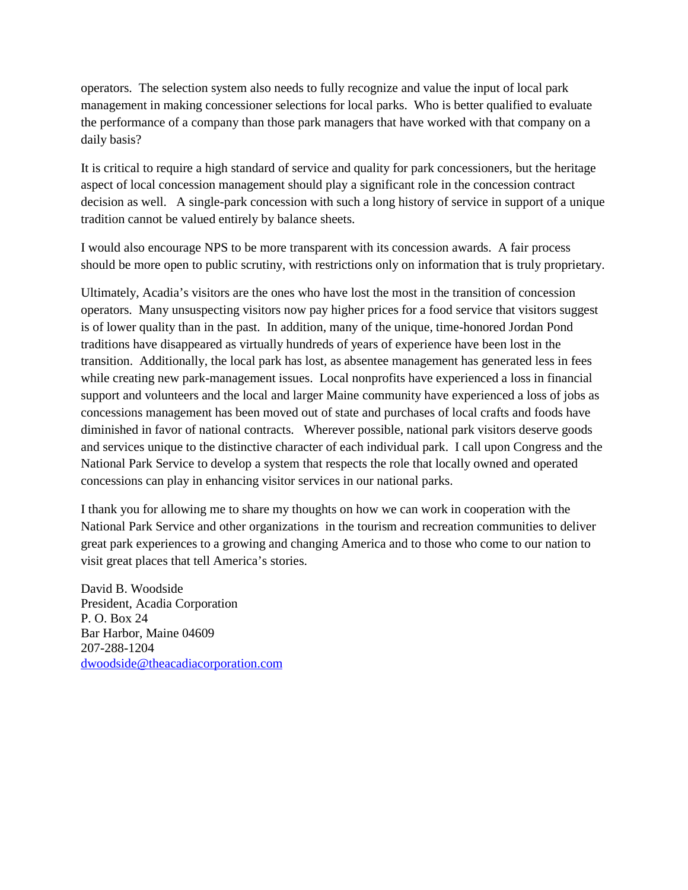operators. The selection system also needs to fully recognize and value the input of local park management in making concessioner selections for local parks. Who is better qualified to evaluate the performance of a company than those park managers that have worked with that company on a daily basis?

It is critical to require a high standard of service and quality for park concessioners, but the heritage aspect of local concession management should play a significant role in the concession contract decision as well. A single-park concession with such a long history of service in support of a unique tradition cannot be valued entirely by balance sheets.

I would also encourage NPS to be more transparent with its concession awards. A fair process should be more open to public scrutiny, with restrictions only on information that is truly proprietary.

Ultimately, Acadia's visitors are the ones who have lost the most in the transition of concession operators. Many unsuspecting visitors now pay higher prices for a food service that visitors suggest is of lower quality than in the past. In addition, many of the unique, time-honored Jordan Pond traditions have disappeared as virtually hundreds of years of experience have been lost in the transition. Additionally, the local park has lost, as absentee management has generated less in fees while creating new park-management issues. Local nonprofits have experienced a loss in financial support and volunteers and the local and larger Maine community have experienced a loss of jobs as concessions management has been moved out of state and purchases of local crafts and foods have diminished in favor of national contracts. Wherever possible, national park visitors deserve goods and services unique to the distinctive character of each individual park. I call upon Congress and the National Park Service to develop a system that respects the role that locally owned and operated concessions can play in enhancing visitor services in our national parks.

I thank you for allowing me to share my thoughts on how we can work in cooperation with the National Park Service and other organizations in the tourism and recreation communities to deliver great park experiences to a growing and changing America and to those who come to our nation to visit great places that tell America's stories.

David B. Woodside
President, Acadia Corporation
P. O. Box 24
Bar Harbor, Maine 04609
207-288-1204
dwoodside@theacadiacorporation.com